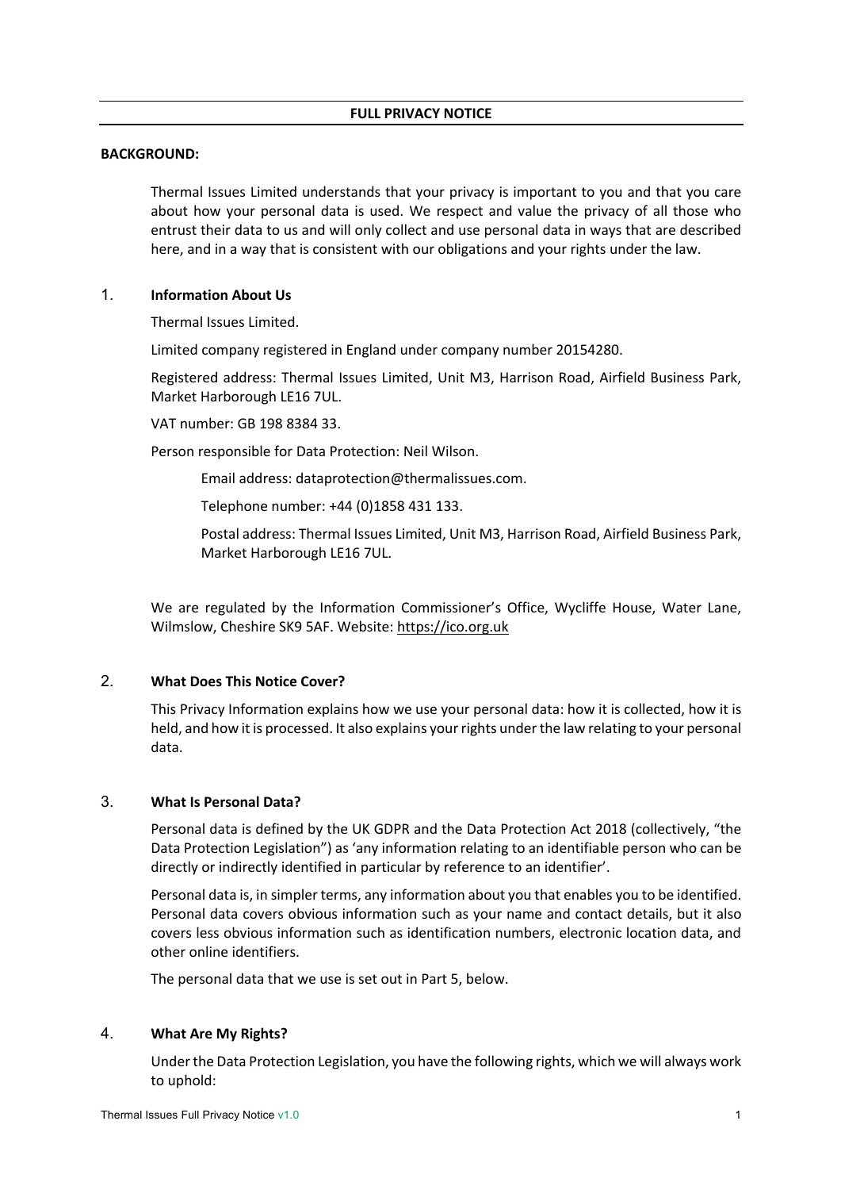# FULL PRIVACY NOTICE

**BACKGROUND:**

Thermal Issues Limited understands that your privacy is important to you and that you care about how your personal data is used. We respect and value the privacy of all those who entrust their data to us and will only collect and use personal data in ways that are described here, and in a way that is consistent with our obligations and your rights under the law.

## 1. Information About Us

Thermal Issues Limited.

Limited company registered in England under company number 20154280.

Registered address: Thermal Issues Limited, Unit M3, Harrison Road, Airfield Business Park, Market Harborough LE16 7UL.

VAT number: GB 198 8384 33.

Person responsible for Data Protection: Neil Wilson.

> Email address: dataprotection@thermalissues.com.
>
> Telephone number: +44 (0)1858 431 133.
>
> Postal address: Thermal Issues Limited, Unit M3, Harrison Road, Airfield Business Park, Market Harborough LE16 7UL.

We are regulated by the Information Commissioner's Office, Wycliffe House, Water Lane, Wilmslow, Cheshire SK9 5AF. Website: https://ico.org.uk

## 2. What Does This Notice Cover?

This Privacy Information explains how we use your personal data: how it is collected, how it is held, and how it is processed. It also explains your rights under the law relating to your personal data.

## 3. What Is Personal Data?

Personal data is defined by the UK GDPR and the Data Protection Act 2018 (collectively, "the Data Protection Legislation") as 'any information relating to an identifiable person who can be directly or indirectly identified in particular by reference to an identifier'.

Personal data is, in simpler terms, any information about you that enables you to be identified. Personal data covers obvious information such as your name and contact details, but it also covers less obvious information such as identification numbers, electronic location data, and other online identifiers.

The personal data that we use is set out in Part 5, below.

## 4. What Are My Rights?

Under the Data Protection Legislation, you have the following rights, which we will always work to uphold: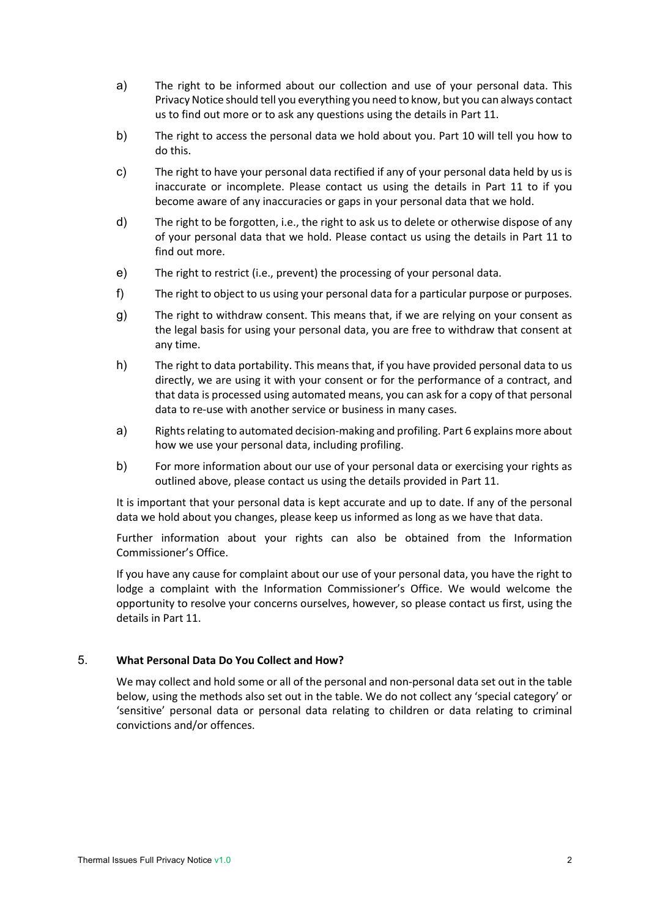a) The right to be informed about our collection and use of your personal data. This Privacy Notice should tell you everything you need to know, but you can always contact us to find out more or to ask any questions using the details in Part 11.

b) The right to access the personal data we hold about you. Part 10 will tell you how to do this.

c) The right to have your personal data rectified if any of your personal data held by us is inaccurate or incomplete. Please contact us using the details in Part 11 to if you become aware of any inaccuracies or gaps in your personal data that we hold.

d) The right to be forgotten, i.e., the right to ask us to delete or otherwise dispose of any of your personal data that we hold. Please contact us using the details in Part 11 to find out more.

e) The right to restrict (i.e., prevent) the processing of your personal data.

f) The right to object to us using your personal data for a particular purpose or purposes.

g) The right to withdraw consent. This means that, if we are relying on your consent as the legal basis for using your personal data, you are free to withdraw that consent at any time.

h) The right to data portability. This means that, if you have provided personal data to us directly, we are using it with your consent or for the performance of a contract, and that data is processed using automated means, you can ask for a copy of that personal data to re-use with another service or business in many cases.

a) Rights relating to automated decision-making and profiling. Part 6 explains more about how we use your personal data, including profiling.

b) For more information about our use of your personal data or exercising your rights as outlined above, please contact us using the details provided in Part 11.

It is important that your personal data is kept accurate and up to date. If any of the personal data we hold about you changes, please keep us informed as long as we have that data.

Further information about your rights can also be obtained from the Information Commissioner's Office.

If you have any cause for complaint about our use of your personal data, you have the right to lodge a complaint with the Information Commissioner's Office. We would welcome the opportunity to resolve your concerns ourselves, however, so please contact us first, using the details in Part 11.

## 5. What Personal Data Do You Collect and How?

We may collect and hold some or all of the personal and non-personal data set out in the table below, using the methods also set out in the table. We do not collect any 'special category' or 'sensitive' personal data or personal data relating to children or data relating to criminal convictions and/or offences.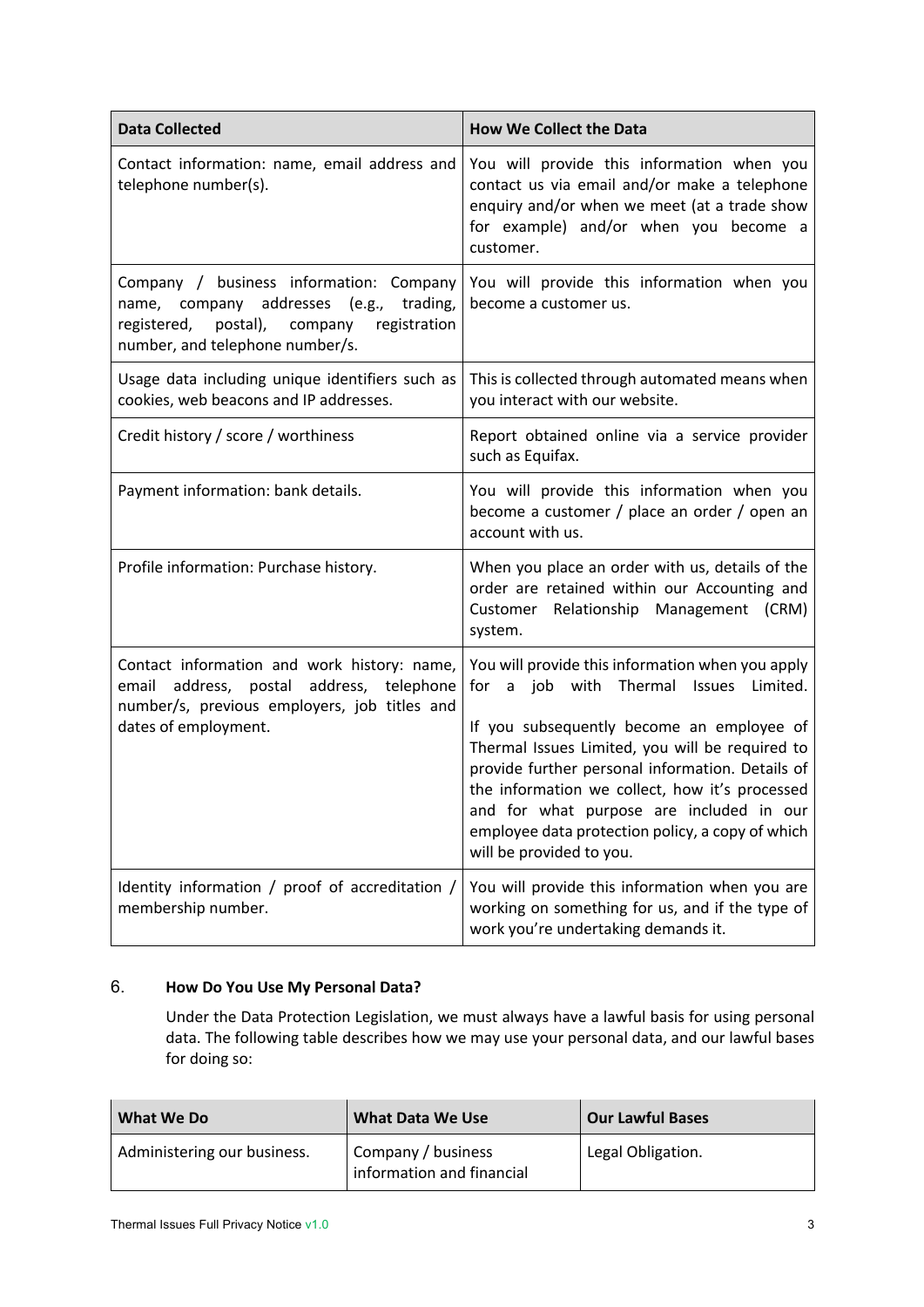| Data Collected | How We Collect the Data |
| --- | --- |
| Contact information: name, email address and telephone number(s). | You will provide this information when you contact us via email and/or make a telephone enquiry and/or when we meet (at a trade show for example) and/or when you become a customer. |
| Company / business information: Company name, company addresses (e.g., trading, registered, postal), company registration number, and telephone number/s. | You will provide this information when you become a customer us. |
| Usage data including unique identifiers such as cookies, web beacons and IP addresses. | This is collected through automated means when you interact with our website. |
| Credit history / score / worthiness | Report obtained online via a service provider such as Equifax. |
| Payment information: bank details. | You will provide this information when you become a customer / place an order / open an account with us. |
| Profile information: Purchase history. | When you place an order with us, details of the order are retained within our Accounting and Customer Relationship Management (CRM) system. |
| Contact information and work history: name, email address, postal address, telephone number/s, previous employers, job titles and dates of employment. | You will provide this information when you apply for a job with Thermal Issues Limited. <br><br> If you subsequently become an employee of Thermal Issues Limited, you will be required to provide further personal information. Details of the information we collect, how it's processed and for what purpose are included in our employee data protection policy, a copy of which will be provided to you. |
| Identity information / proof of accreditation / membership number. | You will provide this information when you are working on something for us, and if the type of work you're undertaking demands it. |

## 6. How Do You Use My Personal Data?

Under the Data Protection Legislation, we must always have a lawful basis for using personal data. The following table describes how we may use your personal data, and our lawful bases for doing so:

| What We Do | What Data We Use | Our Lawful Bases |
| --- | --- | --- |
| Administering our business. | Company / business information and financial | Legal Obligation. |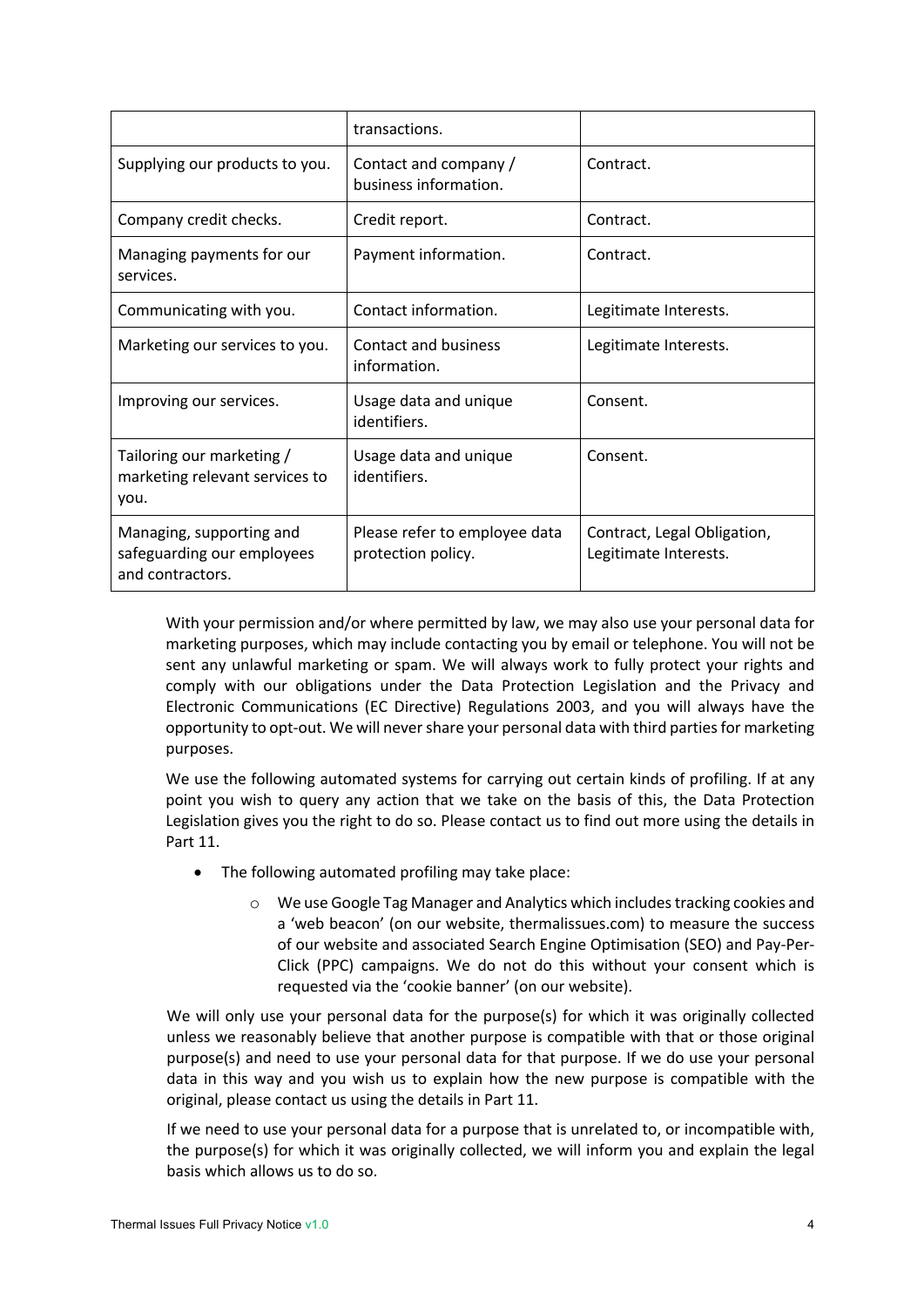| | | |
|---|---|---|
| | transactions. | |
| Supplying our products to you. | Contact and company / business information. | Contract. |
| Company credit checks. | Credit report. | Contract. |
| Managing payments for our services. | Payment information. | Contract. |
| Communicating with you. | Contact information. | Legitimate Interests. |
| Marketing our services to you. | Contact and business information. | Legitimate Interests. |
| Improving our services. | Usage data and unique identifiers. | Consent. |
| Tailoring our marketing / marketing relevant services to you. | Usage data and unique identifiers. | Consent. |
| Managing, supporting and safeguarding our employees and contractors. | Please refer to employee data protection policy. | Contract, Legal Obligation, Legitimate Interests. |

With your permission and/or where permitted by law, we may also use your personal data for marketing purposes, which may include contacting you by email or telephone. You will not be sent any unlawful marketing or spam. We will always work to fully protect your rights and comply with our obligations under the Data Protection Legislation and the Privacy and Electronic Communications (EC Directive) Regulations 2003, and you will always have the opportunity to opt-out. We will never share your personal data with third parties for marketing purposes.

We use the following automated systems for carrying out certain kinds of profiling. If at any point you wish to query any action that we take on the basis of this, the Data Protection Legislation gives you the right to do so. Please contact us to find out more using the details in Part 11.

- The following automated profiling may take place:
  - We use Google Tag Manager and Analytics which includes tracking cookies and a 'web beacon' (on our website, thermalissues.com) to measure the success of our website and associated Search Engine Optimisation (SEO) and Pay-Per-Click (PPC) campaigns. We do not do this without your consent which is requested via the 'cookie banner' (on our website).

We will only use your personal data for the purpose(s) for which it was originally collected unless we reasonably believe that another purpose is compatible with that or those original purpose(s) and need to use your personal data for that purpose. If we do use your personal data in this way and you wish us to explain how the new purpose is compatible with the original, please contact us using the details in Part 11.

If we need to use your personal data for a purpose that is unrelated to, or incompatible with, the purpose(s) for which it was originally collected, we will inform you and explain the legal basis which allows us to do so.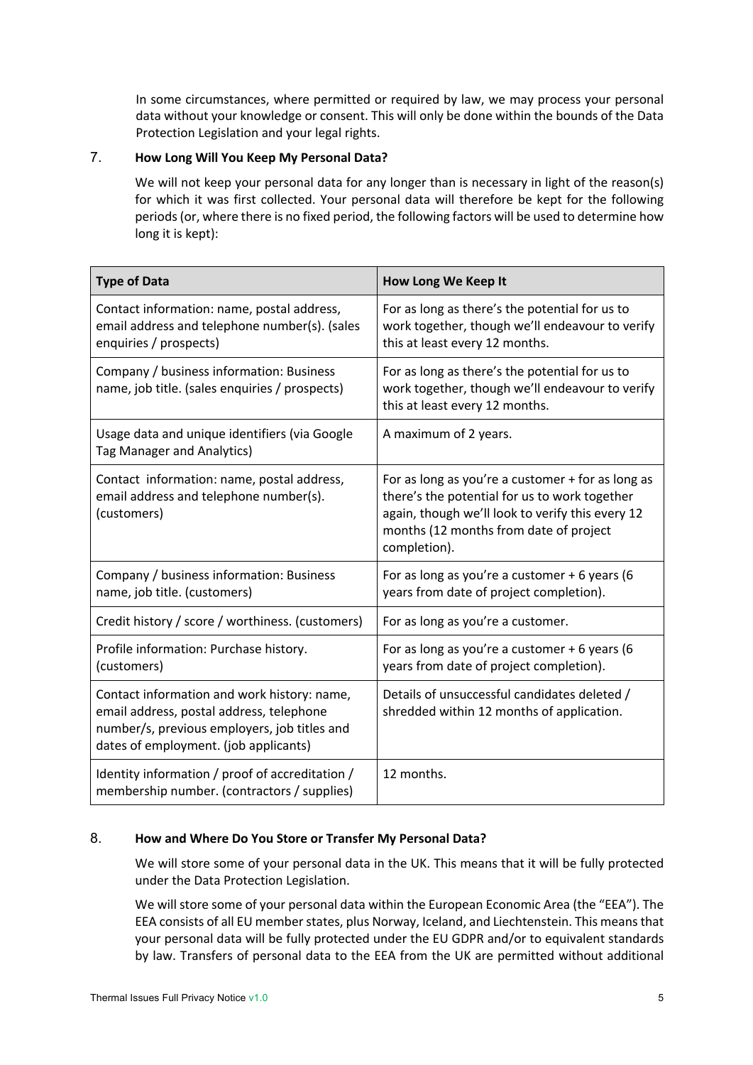In some circumstances, where permitted or required by law, we may process your personal data without your knowledge or consent. This will only be done within the bounds of the Data Protection Legislation and your legal rights.

## 7. How Long Will You Keep My Personal Data?

We will not keep your personal data for any longer than is necessary in light of the reason(s) for which it was first collected. Your personal data will therefore be kept for the following periods (or, where there is no fixed period, the following factors will be used to determine how long it is kept):

| Type of Data | How Long We Keep It |
|---|---|
| Contact information: name, postal address, email address and telephone number(s). (sales enquiries / prospects) | For as long as there's the potential for us to work together, though we'll endeavour to verify this at least every 12 months. |
| Company / business information: Business name, job title. (sales enquiries / prospects) | For as long as there's the potential for us to work together, though we'll endeavour to verify this at least every 12 months. |
| Usage data and unique identifiers (via Google Tag Manager and Analytics) | A maximum of 2 years. |
| Contact information: name, postal address, email address and telephone number(s). (customers) | For as long as you're a customer + for as long as there's the potential for us to work together again, though we'll look to verify this every 12 months (12 months from date of project completion). |
| Company / business information: Business name, job title. (customers) | For as long as you're a customer + 6 years (6 years from date of project completion). |
| Credit history / score / worthiness. (customers) | For as long as you're a customer. |
| Profile information: Purchase history. (customers) | For as long as you're a customer + 6 years (6 years from date of project completion). |
| Contact information and work history: name, email address, postal address, telephone number/s, previous employers, job titles and dates of employment. (job applicants) | Details of unsuccessful candidates deleted / shredded within 12 months of application. |
| Identity information / proof of accreditation / membership number. (contractors / supplies) | 12 months. |

## 8. How and Where Do You Store or Transfer My Personal Data?

We will store some of your personal data in the UK. This means that it will be fully protected under the Data Protection Legislation.

We will store some of your personal data within the European Economic Area (the "EEA"). The EEA consists of all EU member states, plus Norway, Iceland, and Liechtenstein. This means that your personal data will be fully protected under the EU GDPR and/or to equivalent standards by law. Transfers of personal data to the EEA from the UK are permitted without additional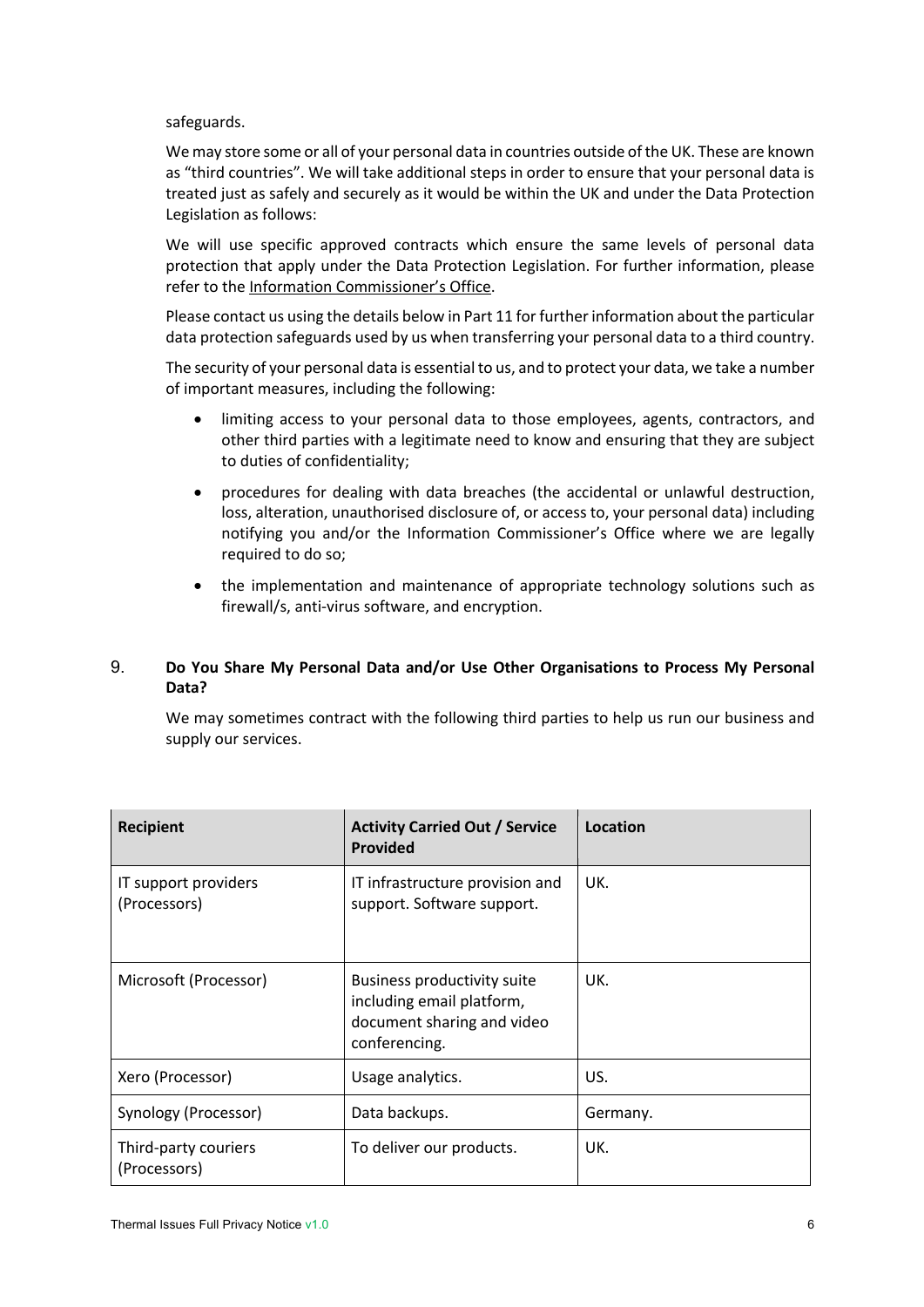safeguards.

We may store some or all of your personal data in countries outside of the UK. These are known as "third countries". We will take additional steps in order to ensure that your personal data is treated just as safely and securely as it would be within the UK and under the Data Protection Legislation as follows:

We will use specific approved contracts which ensure the same levels of personal data protection that apply under the Data Protection Legislation. For further information, please refer to the Information Commissioner's Office.

Please contact us using the details below in Part 11 for further information about the particular data protection safeguards used by us when transferring your personal data to a third country.

The security of your personal data is essential to us, and to protect your data, we take a number of important measures, including the following:

- limiting access to your personal data to those employees, agents, contractors, and other third parties with a legitimate need to know and ensuring that they are subject to duties of confidentiality;
- procedures for dealing with data breaches (the accidental or unlawful destruction, loss, alteration, unauthorised disclosure of, or access to, your personal data) including notifying you and/or the Information Commissioner's Office where we are legally required to do so;
- the implementation and maintenance of appropriate technology solutions such as firewall/s, anti-virus software, and encryption.

## 9. Do You Share My Personal Data and/or Use Other Organisations to Process My Personal Data?

We may sometimes contract with the following third parties to help us run our business and supply our services.

| Recipient | Activity Carried Out / Service Provided | Location |
|---|---|---|
| IT support providers (Processors) | IT infrastructure provision and support. Software support. | UK. |
| Microsoft (Processor) | Business productivity suite including email platform, document sharing and video conferencing. | UK. |
| Xero (Processor) | Usage analytics. | US. |
| Synology (Processor) | Data backups. | Germany. |
| Third-party couriers (Processors) | To deliver our products. | UK. |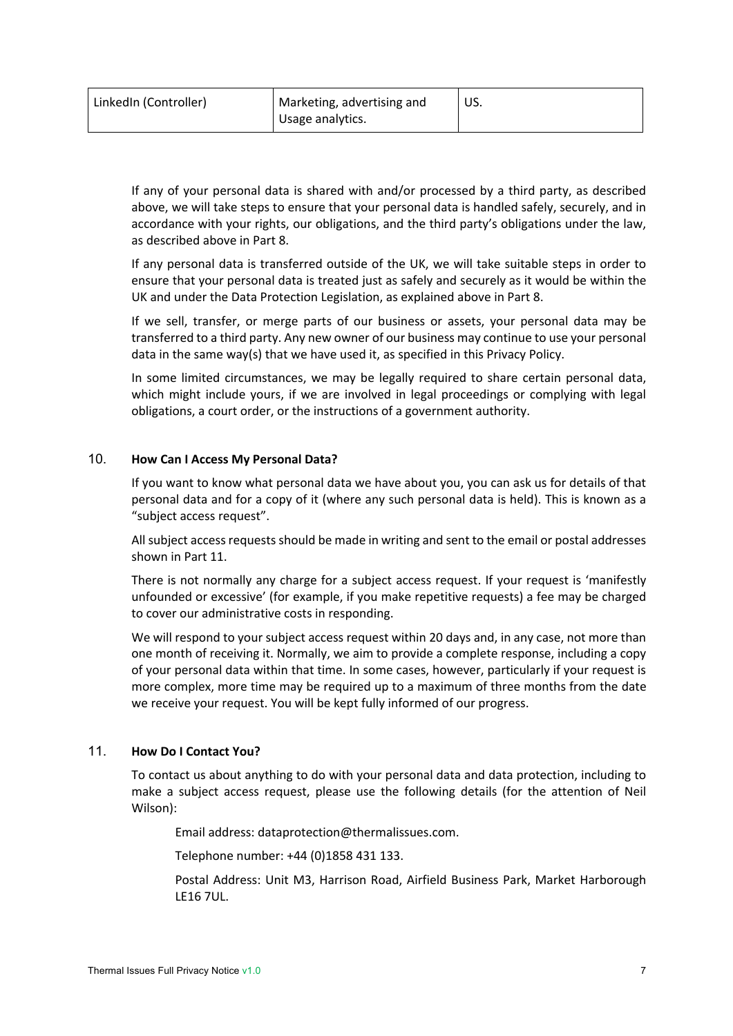| LinkedIn (Controller) | Marketing, advertising and Usage analytics. | US. |
|---|---|---|

If any of your personal data is shared with and/or processed by a third party, as described above, we will take steps to ensure that your personal data is handled safely, securely, and in accordance with your rights, our obligations, and the third party's obligations under the law, as described above in Part 8.

If any personal data is transferred outside of the UK, we will take suitable steps in order to ensure that your personal data is treated just as safely and securely as it would be within the UK and under the Data Protection Legislation, as explained above in Part 8.

If we sell, transfer, or merge parts of our business or assets, your personal data may be transferred to a third party. Any new owner of our business may continue to use your personal data in the same way(s) that we have used it, as specified in this Privacy Policy.

In some limited circumstances, we may be legally required to share certain personal data, which might include yours, if we are involved in legal proceedings or complying with legal obligations, a court order, or the instructions of a government authority.

## 10. How Can I Access My Personal Data?

If you want to know what personal data we have about you, you can ask us for details of that personal data and for a copy of it (where any such personal data is held). This is known as a "subject access request".

All subject access requests should be made in writing and sent to the email or postal addresses shown in Part 11.

There is not normally any charge for a subject access request. If your request is 'manifestly unfounded or excessive' (for example, if you make repetitive requests) a fee may be charged to cover our administrative costs in responding.

We will respond to your subject access request within 20 days and, in any case, not more than one month of receiving it. Normally, we aim to provide a complete response, including a copy of your personal data within that time. In some cases, however, particularly if your request is more complex, more time may be required up to a maximum of three months from the date we receive your request. You will be kept fully informed of our progress.

## 11. How Do I Contact You?

To contact us about anything to do with your personal data and data protection, including to make a subject access request, please use the following details (for the attention of Neil Wilson):

Email address: dataprotection@thermalissues.com.

Telephone number: +44 (0)1858 431 133.

Postal Address: Unit M3, Harrison Road, Airfield Business Park, Market Harborough LE16 7UL.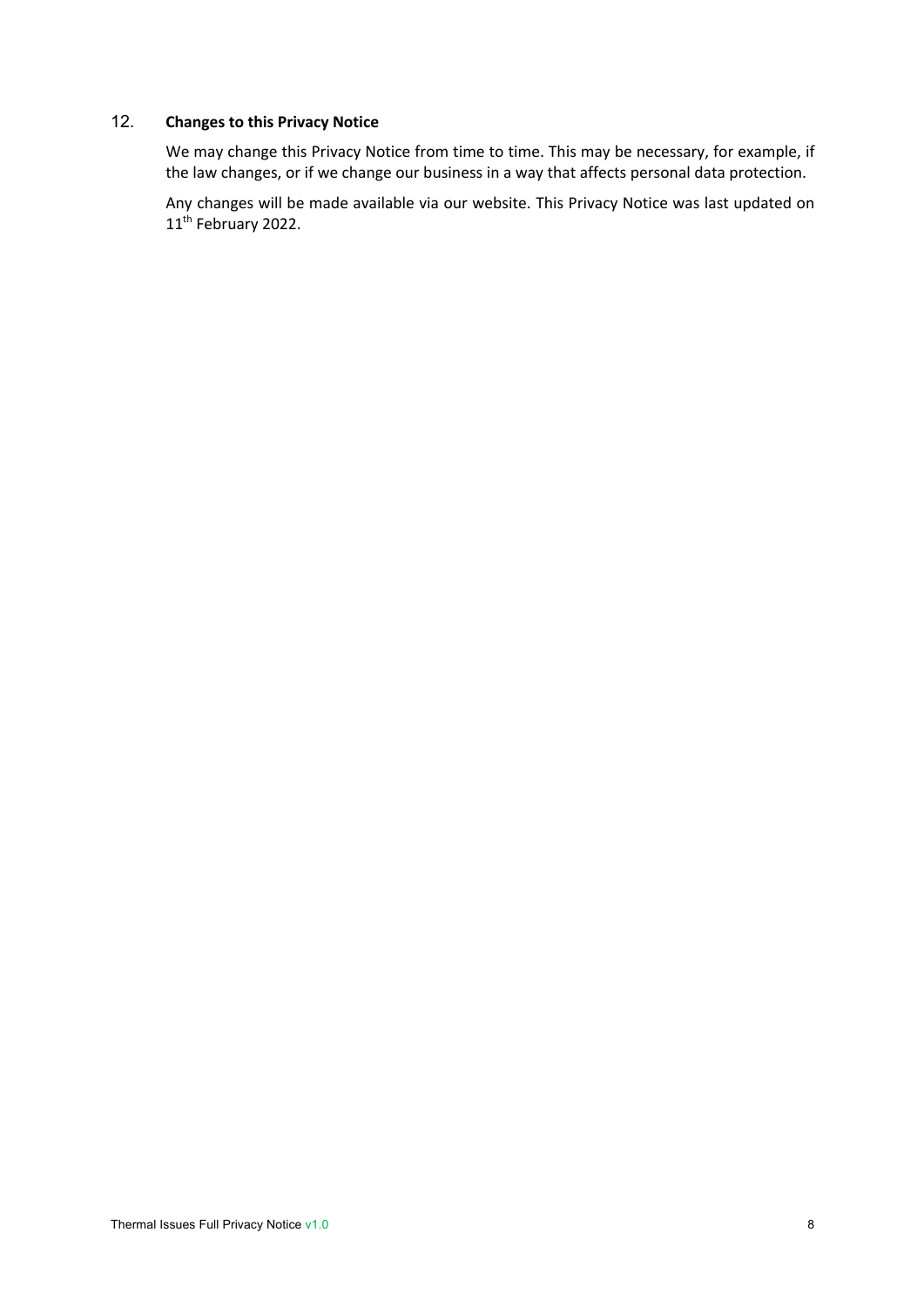## 12. Changes to this Privacy Notice

We may change this Privacy Notice from time to time. This may be necessary, for example, if the law changes, or if we change our business in a way that affects personal data protection.

Any changes will be made available via our website. This Privacy Notice was last updated on 11th February 2022.